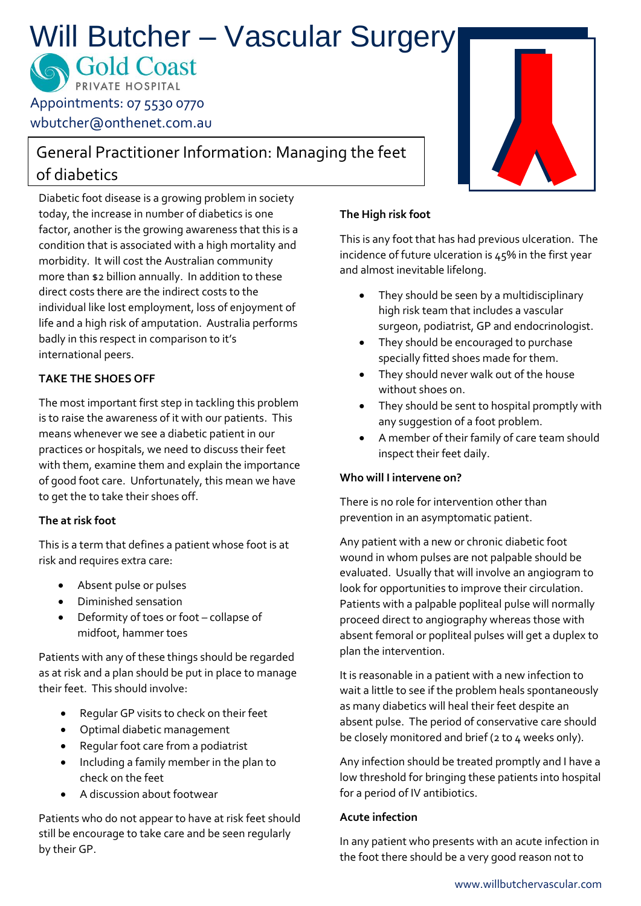# Will Butcher – Vascular Surgery

Gold Coast PRIVATE HOSPITAL

Appointments: 07 5530 0770

wbutcher@onthenet.com.au

## General Practitioner Information: Managing the feet of diabetics

Diabetic foot disease is a growing problem in society today, the increase in number of diabetics is one factor, another is the growing awareness that this is a condition that is associated with a high mortality and morbidity. It will cost the Australian community more than $2 billion annually. In addition to these direct costs there are the indirect costs to the individual like lost employment, loss of enjoyment of life and a high risk of amputation. Australia performs badly in this respect in comparison to it's international peers.

**TAKE THE SHOES OFF**

The most important first step in tackling this problem is to raise the awareness of it with our patients. This means whenever we see a diabetic patient in our practices or hospitals, we need to discuss their feet with them, examine them and explain the importance of good foot care. Unfortunately, this mean we have to get the to take their shoes off.

**The at risk foot**

This is a term that defines a patient whose foot is at risk and requires extra care:

- Absent pulse or pulses
- Diminished sensation
- Deformity of toes or foot – collapse of midfoot, hammer toes

Patients with any of these things should be regarded as at risk and a plan should be put in place to manage their feet. This should involve:

- Regular GP visits to check on their feet
- Optimal diabetic management
- Regular foot care from a podiatrist
- Including a family member in the plan to check on the feet
- A discussion about footwear

Patients who do not appear to have at risk feet should still be encourage to take care and be seen regularly by their GP.

**The High risk foot**

This is any foot that has had previous ulceration. The incidence of future ulceration is 45% in the first year and almost inevitable lifelong.

- They should be seen by a multidisciplinary high risk team that includes a vascular surgeon, podiatrist, GP and endocrinologist.
- They should be encouraged to purchase specially fitted shoes made for them.
- They should never walk out of the house without shoes on.
- They should be sent to hospital promptly with any suggestion of a foot problem.
- A member of their family of care team should inspect their feet daily.

**Who will I intervene on?**

There is no role for intervention other than prevention in an asymptomatic patient.

Any patient with a new or chronic diabetic foot wound in whom pulses are not palpable should be evaluated. Usually that will involve an angiogram to look for opportunities to improve their circulation. Patients with a palpable popliteal pulse will normally proceed direct to angiography whereas those with absent femoral or popliteal pulses will get a duplex to plan the intervention.

It is reasonable in a patient with a new infection to wait a little to see if the problem heals spontaneously as many diabetics will heal their feet despite an absent pulse. The period of conservative care should be closely monitored and brief (2 to 4 weeks only).

Any infection should be treated promptly and I have a low threshold for bringing these patients into hospital for a period of IV antibiotics.

**Acute infection**

In any patient who presents with an acute infection in the foot there should be a very good reason not to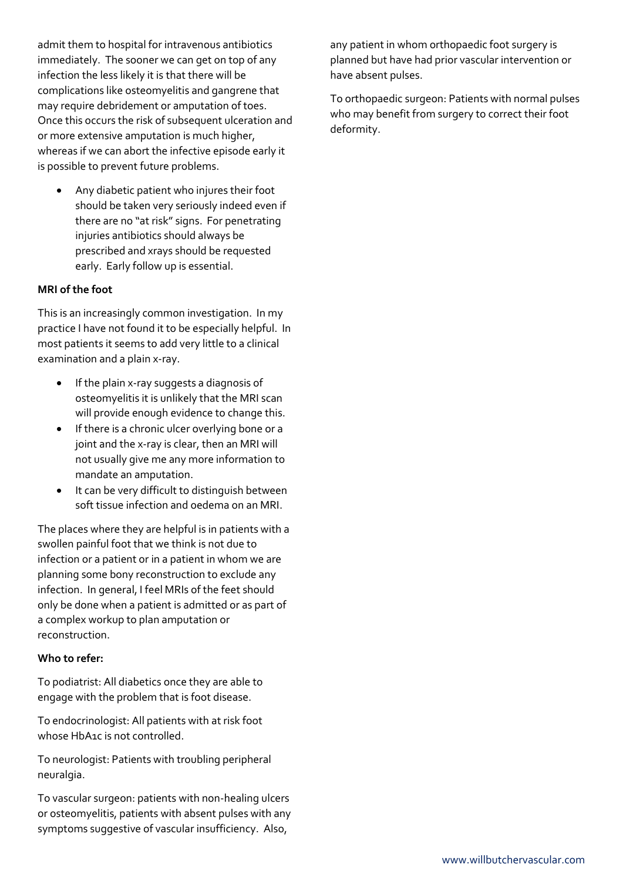admit them to hospital for intravenous antibiotics immediately. The sooner we can get on top of any infection the less likely it is that there will be complications like osteomyelitis and gangrene that may require debridement or amputation of toes. Once this occurs the risk of subsequent ulceration and or more extensive amputation is much higher, whereas if we can abort the infective episode early it is possible to prevent future problems.

- Any diabetic patient who injures their foot should be taken very seriously indeed even if there are no "at risk" signs. For penetrating injuries antibiotics should always be prescribed and xrays should be requested early. Early follow up is essential.

**MRI of the foot**

This is an increasingly common investigation. In my practice I have not found it to be especially helpful. In most patients it seems to add very little to a clinical examination and a plain x-ray.

- If the plain x-ray suggests a diagnosis of osteomyelitis it is unlikely that the MRI scan will provide enough evidence to change this.
- If there is a chronic ulcer overlying bone or a joint and the x-ray is clear, then an MRI will not usually give me any more information to mandate an amputation.
- It can be very difficult to distinguish between soft tissue infection and oedema on an MRI.

The places where they are helpful is in patients with a swollen painful foot that we think is not due to infection or a patient or in a patient in whom we are planning some bony reconstruction to exclude any infection. In general, I feel MRIs of the feet should only be done when a patient is admitted or as part of a complex workup to plan amputation or reconstruction.

**Who to refer:**

To podiatrist: All diabetics once they are able to engage with the problem that is foot disease.

To endocrinologist: All patients with at risk foot whose HbA1c is not controlled.

To neurologist: Patients with troubling peripheral neuralgia.

To vascular surgeon: patients with non-healing ulcers or osteomyelitis, patients with absent pulses with any symptoms suggestive of vascular insufficiency. Also, any patient in whom orthopaedic foot surgery is planned but have had prior vascular intervention or have absent pulses.

To orthopaedic surgeon: Patients with normal pulses who may benefit from surgery to correct their foot deformity.